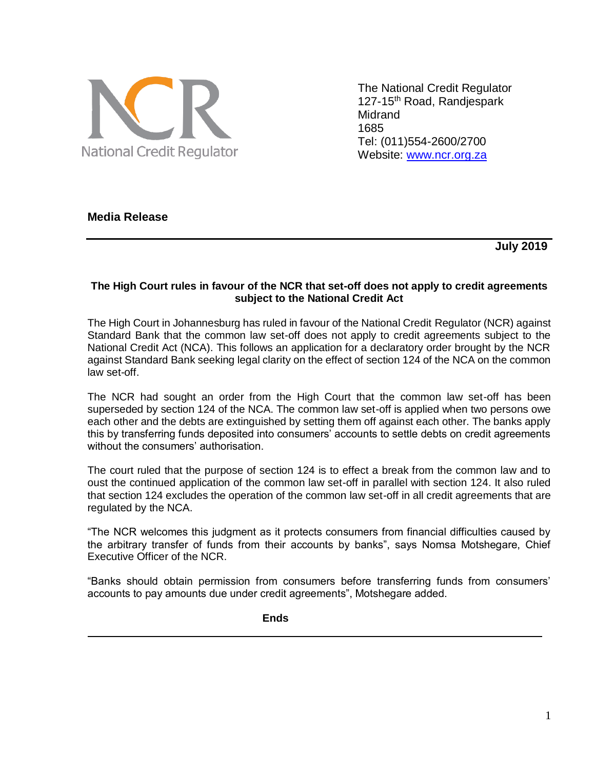National Credit Regulator

The National Credit Regulator
127-15th Road, Randjespark
Midrand
1685
Tel: (011)554-2600/2700
Website: www.ncr.org.za

**Media Release**

**July 2019**

**The High Court rules in favour of the NCR that set-off does not apply to credit agreements subject to the National Credit Act**

The High Court in Johannesburg has ruled in favour of the National Credit Regulator (NCR) against Standard Bank that the common law set-off does not apply to credit agreements subject to the National Credit Act (NCA). This follows an application for a declaratory order brought by the NCR against Standard Bank seeking legal clarity on the effect of section 124 of the NCA on the common law set-off.

The NCR had sought an order from the High Court that the common law set-off has been superseded by section 124 of the NCA. The common law set-off is applied when two persons owe each other and the debts are extinguished by setting them off against each other. The banks apply this by transferring funds deposited into consumers' accounts to settle debts on credit agreements without the consumers' authorisation.

The court ruled that the purpose of section 124 is to effect a break from the common law and to oust the continued application of the common law set-off in parallel with section 124. It also ruled that section 124 excludes the operation of the common law set-off in all credit agreements that are regulated by the NCA.

"The NCR welcomes this judgment as it protects consumers from financial difficulties caused by the arbitrary transfer of funds from their accounts by banks", says Nomsa Motshegare, Chief Executive Officer of the NCR.

"Banks should obtain permission from consumers before transferring funds from consumers' accounts to pay amounts due under credit agreements", Motshegare added.

**Ends**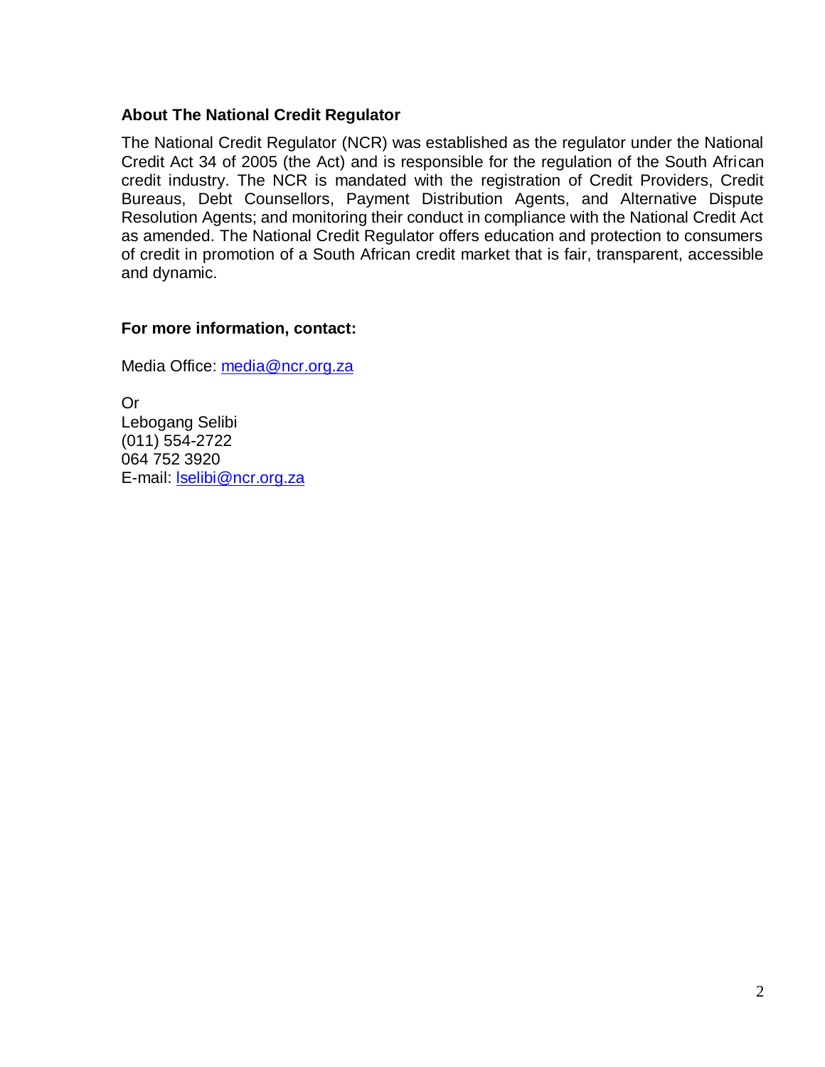**About The National Credit Regulator**

The National Credit Regulator (NCR) was established as the regulator under the National Credit Act 34 of 2005 (the Act) and is responsible for the regulation of the South African credit industry. The NCR is mandated with the registration of Credit Providers, Credit Bureaus, Debt Counsellors, Payment Distribution Agents, and Alternative Dispute Resolution Agents; and monitoring their conduct in compliance with the National Credit Act as amended. The National Credit Regulator offers education and protection to consumers of credit in promotion of a South African credit market that is fair, transparent, accessible and dynamic.

**For more information, contact:**

Media Office: media@ncr.org.za

Or  
Lebogang Selibi  
(011) 554-2722  
064 752 3920  
E-mail: lselibi@ncr.org.za